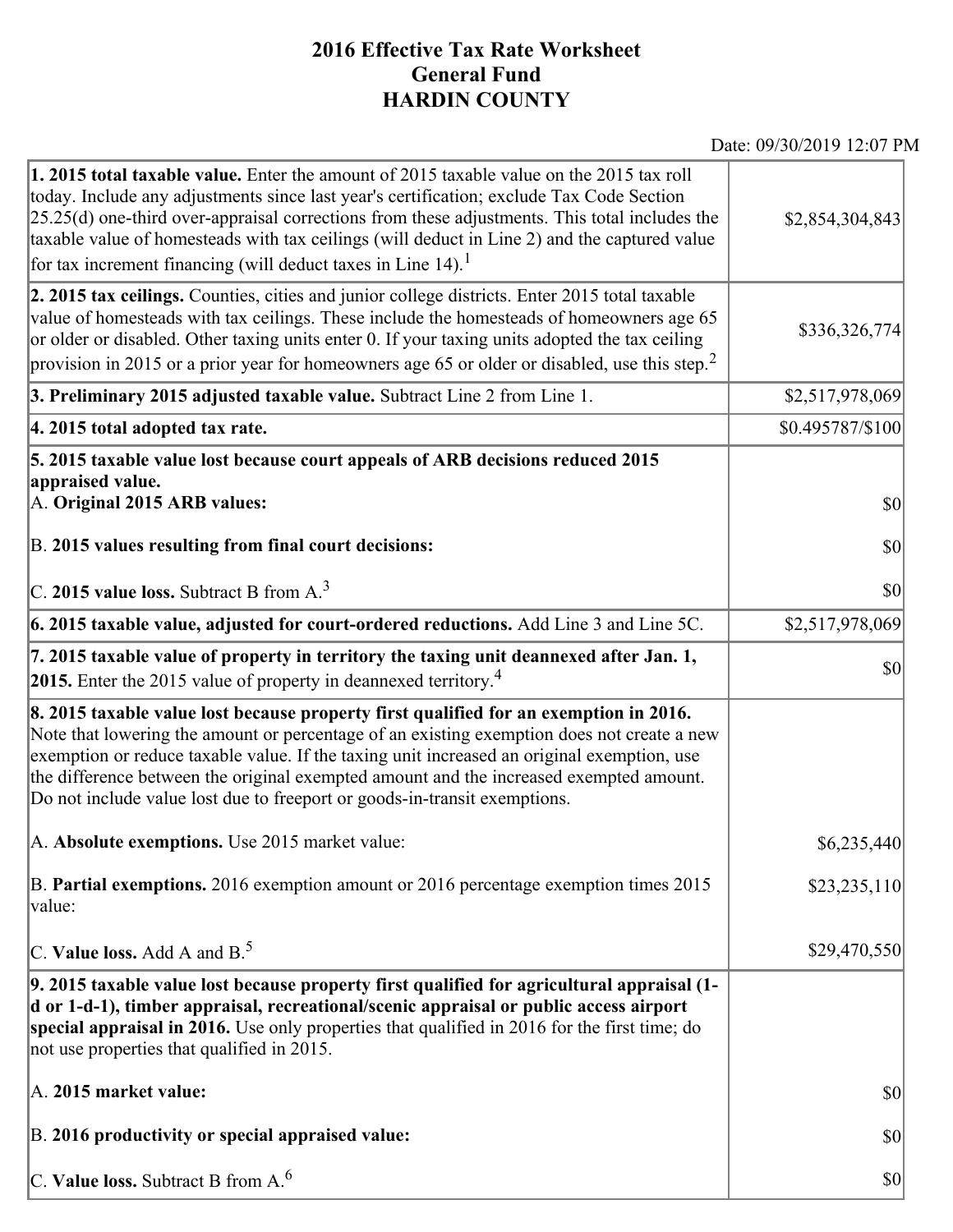# 2016 Effective Tax Rate Worksheet
## General Fund
## HARDIN COUNTY

Date: 09/30/2019 12:07 PM

| | |
|---|---|
| **1. 2015 total taxable value.** Enter the amount of 2015 taxable value on the 2015 tax roll today. Include any adjustments since last year's certification; exclude Tax Code Section 25.25(d) one-third over-appraisal corrections from these adjustments. This total includes the taxable value of homesteads with tax ceilings (will deduct in Line 2) and the captured value for tax increment financing (will deduct taxes in Line 14).[1] | $2,854,304,843 |
| **2. 2015 tax ceilings.** Counties, cities and junior college districts. Enter 2015 total taxable value of homesteads with tax ceilings. These include the homesteads of homeowners age 65 or older or disabled. Other taxing units enter 0. If your taxing units adopted the tax ceiling provision in 2015 or a prior year for homeowners age 65 or older or disabled, use this step.[2] | $336,326,774 |
| **3. Preliminary 2015 adjusted taxable value.** Subtract Line 2 from Line 1. | $2,517,978,069 |
| **4. 2015 total adopted tax rate.** | $0.495787/$100 |
| **5. 2015 taxable value lost because court appeals of ARB decisions reduced 2015 appraised value.** | |
| A. **Original 2015 ARB values:** | $0 |
| B. **2015 values resulting from final court decisions:** | $0 |
| C. **2015 value loss.** Subtract B from A.[3] | $0 |
| **6. 2015 taxable value, adjusted for court-ordered reductions.** Add Line 3 and Line 5C. | $2,517,978,069 |
| **7. 2015 taxable value of property in territory the taxing unit deannexed after Jan. 1, 2015.** Enter the 2015 value of property in deannexed territory.[4] | $0 |
| **8. 2015 taxable value lost because property first qualified for an exemption in 2016.** Note that lowering the amount or percentage of an existing exemption does not create a new exemption or reduce taxable value. If the taxing unit increased an original exemption, use the difference between the original exempted amount and the increased exempted amount. Do not include value lost due to freeport or goods-in-transit exemptions. | |
| A. **Absolute exemptions.** Use 2015 market value: | $6,235,440 |
| B. **Partial exemptions.** 2016 exemption amount or 2016 percentage exemption times 2015 value: | $23,235,110 |
| C. **Value loss.** Add A and B.[5] | $29,470,550 |
| **9. 2015 taxable value lost because property first qualified for agricultural appraisal (1-d or 1-d-1), timber appraisal, recreational/scenic appraisal or public access airport special appraisal in 2016.** Use only properties that qualified in 2016 for the first time; do not use properties that qualified in 2015. | |
| A. **2015 market value:** | $0 |
| B. **2016 productivity or special appraised value:** | $0 |
| C. **Value loss.** Subtract B from A.[6] | $0 |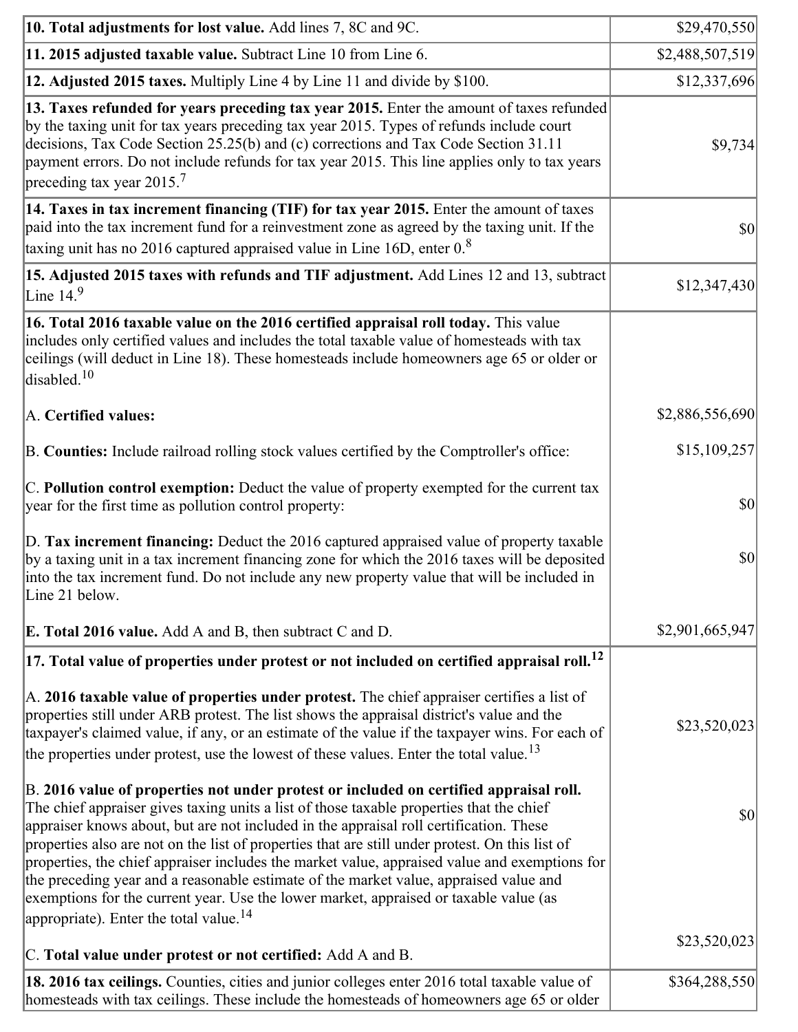| | |
|---|---|
| **10. Total adjustments for lost value.** Add lines 7, 8C and 9C. | $29,470,550 |
| **11. 2015 adjusted taxable value.** Subtract Line 10 from Line 6. | $2,488,507,519 |
| **12. Adjusted 2015 taxes.** Multiply Line 4 by Line 11 and divide by $100. | $12,337,696 |
| **13. Taxes refunded for years preceding tax year 2015.** Enter the amount of taxes refunded by the taxing unit for tax years preceding tax year 2015. Types of refunds include court decisions, Tax Code Section 25.25(b) and (c) corrections and Tax Code Section 31.11 payment errors. Do not include refunds for tax year 2015. This line applies only to tax years preceding tax year 2015.[7] | $9,734 |
| **14. Taxes in tax increment financing (TIF) for tax year 2015.** Enter the amount of taxes paid into the tax increment fund for a reinvestment zone as agreed by the taxing unit. If the taxing unit has no 2016 captured appraised value in Line 16D, enter 0.[8] | $0 |
| **15. Adjusted 2015 taxes with refunds and TIF adjustment.** Add Lines 12 and 13, subtract Line 14.[9] | $12,347,430 |
| **16. Total 2016 taxable value on the 2016 certified appraisal roll today.** This value includes only certified values and includes the total taxable value of homesteads with tax ceilings (will deduct in Line 18). These homesteads include homeowners age 65 or older or disabled.[10] | |
| A. **Certified values:** | $2,886,556,690 |
| B. **Counties:** Include railroad rolling stock values certified by the Comptroller's office: | $15,109,257 |
| C. **Pollution control exemption:** Deduct the value of property exempted for the current tax year for the first time as pollution control property: | $0 |
| D. **Tax increment financing:** Deduct the 2016 captured appraised value of property taxable by a taxing unit in a tax increment financing zone for which the 2016 taxes will be deposited into the tax increment fund. Do not include any new property value that will be included in Line 21 below. | $0 |
| **E. Total 2016 value.** Add A and B, then subtract C and D. | $2,901,665,947 |
| **17. Total value of properties under protest or not included on certified appraisal roll.**[12] | |
| A. **2016 taxable value of properties under protest.** The chief appraiser certifies a list of properties still under ARB protest. The list shows the appraisal district's value and the taxpayer's claimed value, if any, or an estimate of the value if the taxpayer wins. For each of the properties under protest, use the lowest of these values. Enter the total value.[13] | $23,520,023 |
| B. **2016 value of properties not under protest or included on certified appraisal roll.** The chief appraiser gives taxing units a list of those taxable properties that the chief appraiser knows about, but are not included in the appraisal roll certification. These properties also are not on the list of properties that are still under protest. On this list of properties, the chief appraiser includes the market value, appraised value and exemptions for the preceding year and a reasonable estimate of the market value, appraised value and exemptions for the current year. Use the lower market, appraised or taxable value (as appropriate). Enter the total value.[14] | $0 |
| C. **Total value under protest or not certified:** Add A and B. | $23,520,023 |
| **18. 2016 tax ceilings.** Counties, cities and junior colleges enter 2016 total taxable value of homesteads with tax ceilings. These include the homesteads of homeowners age 65 or older | $364,288,550 |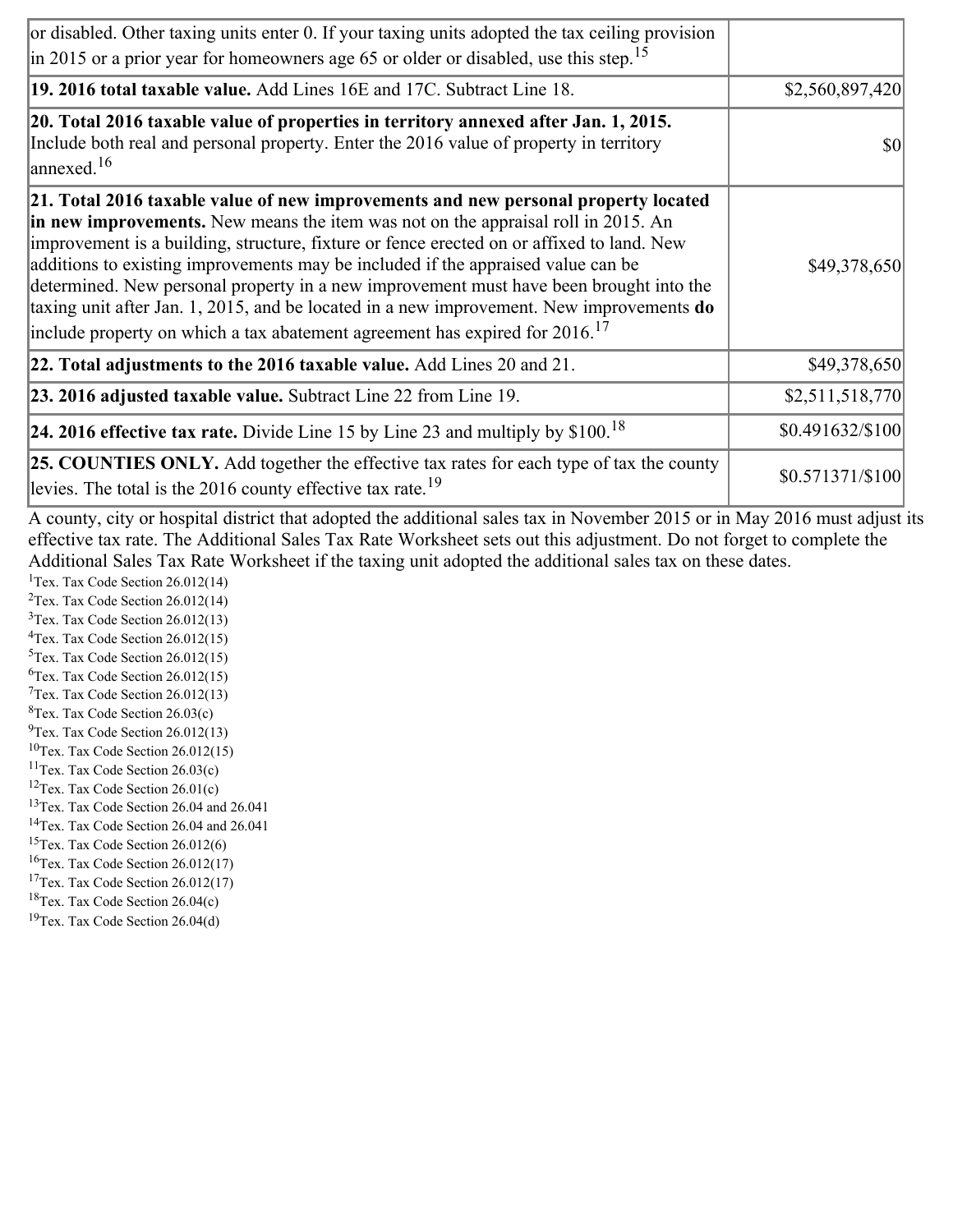| | |
|---|---|
| or disabled. Other taxing units enter 0. If your taxing units adopted the tax ceiling provision in 2015 or a prior year for homeowners age 65 or older or disabled, use this step.[15] | |
| **19. 2016 total taxable value.** Add Lines 16E and 17C. Subtract Line 18. | $2,560,897,420 |
| **20. Total 2016 taxable value of properties in territory annexed after Jan. 1, 2015.** Include both real and personal property. Enter the 2016 value of property in territory annexed.[16] | $0 |
| **21. Total 2016 taxable value of new improvements and new personal property located in new improvements.** New means the item was not on the appraisal roll in 2015. An improvement is a building, structure, fixture or fence erected on or affixed to land. New additions to existing improvements may be included if the appraised value can be determined. New personal property in a new improvement must have been brought into the taxing unit after Jan. 1, 2015, and be located in a new improvement. New improvements **do** include property on which a tax abatement agreement has expired for 2016.[17] | $49,378,650 |
| **22. Total adjustments to the 2016 taxable value.** Add Lines 20 and 21. | $49,378,650 |
| **23. 2016 adjusted taxable value.** Subtract Line 22 from Line 19. | $2,511,518,770 |
| **24. 2016 effective tax rate.** Divide Line 15 by Line 23 and multiply by $100.[18] | $0.491632/$100 |
| **25. COUNTIES ONLY.** Add together the effective tax rates for each type of tax the county levies. The total is the 2016 county effective tax rate.[19] | $0.571371/$100 |

A county, city or hospital district that adopted the additional sales tax in November 2015 or in May 2016 must adjust its effective tax rate. The Additional Sales Tax Rate Worksheet sets out this adjustment. Do not forget to complete the Additional Sales Tax Rate Worksheet if the taxing unit adopted the additional sales tax on these dates.

[1]Tex. Tax Code Section 26.012(14)
[2]Tex. Tax Code Section 26.012(14)
[3]Tex. Tax Code Section 26.012(13)
[4]Tex. Tax Code Section 26.012(15)
[5]Tex. Tax Code Section 26.012(15)
[6]Tex. Tax Code Section 26.012(15)
[7]Tex. Tax Code Section 26.012(13)
[8]Tex. Tax Code Section 26.03(c)
[9]Tex. Tax Code Section 26.012(13)
[10]Tex. Tax Code Section 26.012(15)
[11]Tex. Tax Code Section 26.03(c)
[12]Tex. Tax Code Section 26.01(c)
[13]Tex. Tax Code Section 26.04 and 26.041
[14]Tex. Tax Code Section 26.04 and 26.041
[15]Tex. Tax Code Section 26.012(6)
[16]Tex. Tax Code Section 26.012(17)
[17]Tex. Tax Code Section 26.012(17)
[18]Tex. Tax Code Section 26.04(c)
[19]Tex. Tax Code Section 26.04(d)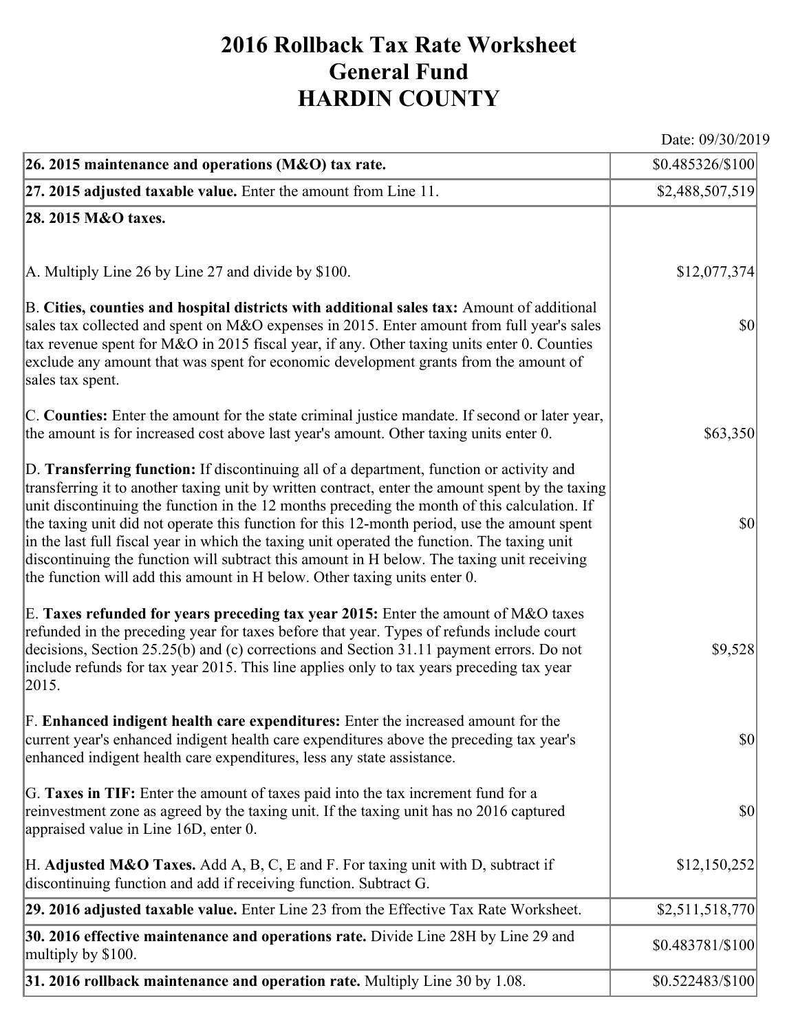# 2016 Rollback Tax Rate Worksheet
# General Fund
# HARDIN COUNTY

Date: 09/30/2019

| | |
|---|---|
| **26. 2015 maintenance and operations (M&O) tax rate.** | $0.485326/$100 |
| **27. 2015 adjusted taxable value.** Enter the amount from Line 11. | $2,488,507,519 |
| **28. 2015 M&O taxes.** | |
| A. Multiply Line 26 by Line 27 and divide by $100. | $12,077,374 |
| B. **Cities, counties and hospital districts with additional sales tax:** Amount of additional sales tax collected and spent on M&O expenses in 2015. Enter amount from full year's sales tax revenue spent for M&O in 2015 fiscal year, if any. Other taxing units enter 0. Counties exclude any amount that was spent for economic development grants from the amount of sales tax spent. | $0 |
| C. **Counties:** Enter the amount for the state criminal justice mandate. If second or later year, the amount is for increased cost above last year's amount. Other taxing units enter 0. | $63,350 |
| D. **Transferring function:** If discontinuing all of a department, function or activity and transferring it to another taxing unit by written contract, enter the amount spent by the taxing unit discontinuing the function in the 12 months preceding the month of this calculation. If the taxing unit did not operate this function for this 12-month period, use the amount spent in the last full fiscal year in which the taxing unit operated the function. The taxing unit discontinuing the function will subtract this amount in H below. The taxing unit receiving the function will add this amount in H below. Other taxing units enter 0. | $0 |
| E. **Taxes refunded for years preceding tax year 2015:** Enter the amount of M&O taxes refunded in the preceding year for taxes before that year. Types of refunds include court decisions, Section 25.25(b) and (c) corrections and Section 31.11 payment errors. Do not include refunds for tax year 2015. This line applies only to tax years preceding tax year 2015. | $9,528 |
| F. **Enhanced indigent health care expenditures:** Enter the increased amount for the current year's enhanced indigent health care expenditures above the preceding tax year's enhanced indigent health care expenditures, less any state assistance. | $0 |
| G. **Taxes in TIF:** Enter the amount of taxes paid into the tax increment fund for a reinvestment zone as agreed by the taxing unit. If the taxing unit has no 2016 captured appraised value in Line 16D, enter 0. | $0 |
| H. **Adjusted M&O Taxes.** Add A, B, C, E and F. For taxing unit with D, subtract if discontinuing function and add if receiving function. Subtract G. | $12,150,252 |
| **29. 2016 adjusted taxable value.** Enter Line 23 from the Effective Tax Rate Worksheet. | $2,511,518,770 |
| **30. 2016 effective maintenance and operations rate.** Divide Line 28H by Line 29 and multiply by $100. | $0.483781/$100 |
| **31. 2016 rollback maintenance and operation rate.** Multiply Line 30 by 1.08. | $0.522483/$100 |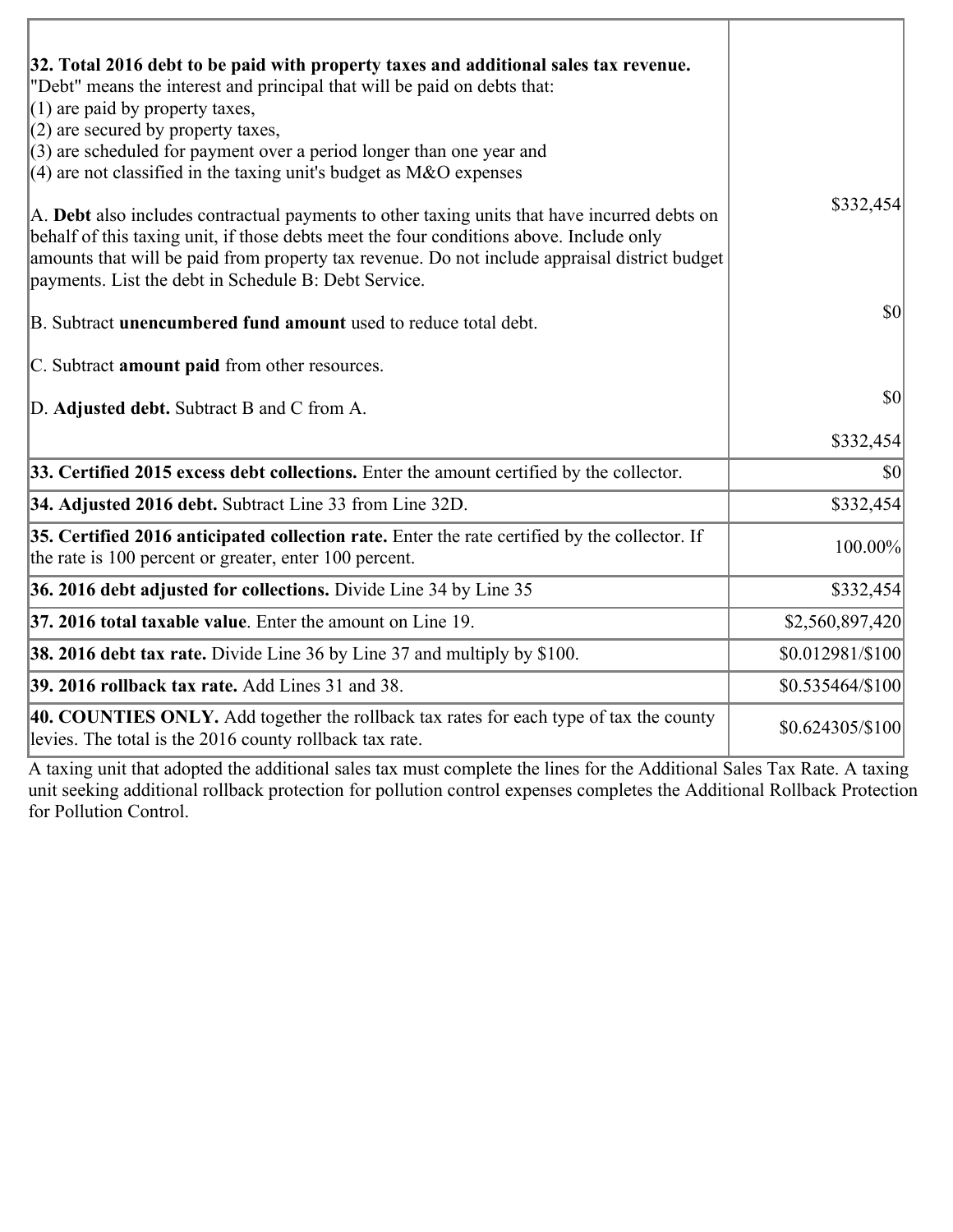| | |
|---|---|
| **32. Total 2016 debt to be paid with property taxes and additional sales tax revenue.**<br>"Debt" means the interest and principal that will be paid on debts that:<br>(1) are paid by property taxes,<br>(2) are secured by property taxes,<br>(3) are scheduled for payment over a period longer than one year and<br>(4) are not classified in the taxing unit's budget as M&O expenses<br><br>A. **Debt** also includes contractual payments to other taxing units that have incurred debts on behalf of this taxing unit, if those debts meet the four conditions above. Include only amounts that will be paid from property tax revenue. Do not include appraisal district budget payments. List the debt in Schedule B: Debt Service.<br><br>B. Subtract **unencumbered fund amount** used to reduce total debt.<br><br>C. Subtract **amount paid** from other resources.<br><br>D. **Adjusted debt.** Subtract B and C from A. | $332,454<br><br>$0<br><br>$0<br><br>$332,454 |
| **33. Certified 2015 excess debt collections.** Enter the amount certified by the collector. | $0 |
| **34. Adjusted 2016 debt.** Subtract Line 33 from Line 32D. | $332,454 |
| **35. Certified 2016 anticipated collection rate.** Enter the rate certified by the collector. If the rate is 100 percent or greater, enter 100 percent. | 100.00% |
| **36. 2016 debt adjusted for collections.** Divide Line 34 by Line 35 | $332,454 |
| **37. 2016 total taxable value**. Enter the amount on Line 19. | $2,560,897,420 |
| **38. 2016 debt tax rate.** Divide Line 36 by Line 37 and multiply by $100. | $0.012981/$100 |
| **39. 2016 rollback tax rate.** Add Lines 31 and 38. | $0.535464/$100 |
| **40. COUNTIES ONLY.** Add together the rollback tax rates for each type of tax the county levies. The total is the 2016 county rollback tax rate. | $0.624305/$100 |

A taxing unit that adopted the additional sales tax must complete the lines for the Additional Sales Tax Rate. A taxing unit seeking additional rollback protection for pollution control expenses completes the Additional Rollback Protection for Pollution Control.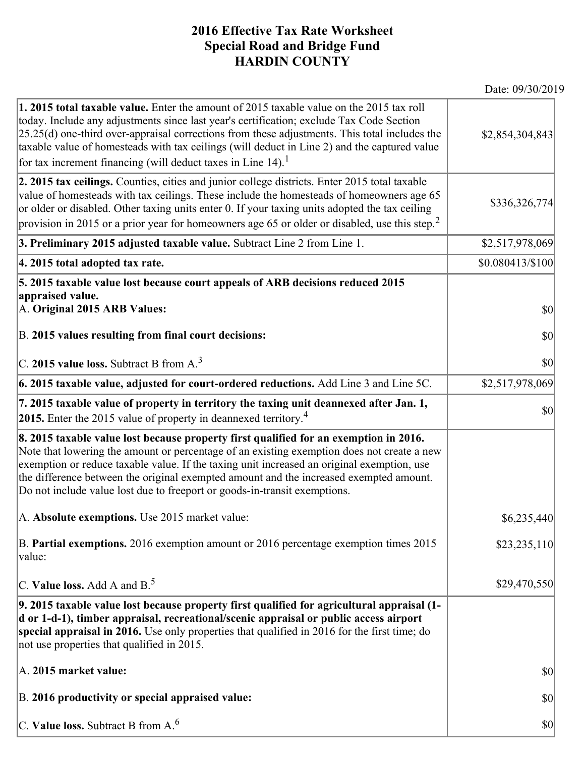# 2016 Effective Tax Rate Worksheet
## Special Road and Bridge Fund
## HARDIN COUNTY

Date: 09/30/2019

| | |
|---|---|
| **1. 2015 total taxable value.** Enter the amount of 2015 taxable value on the 2015 tax roll today. Include any adjustments since last year's certification; exclude Tax Code Section 25.25(d) one-third over-appraisal corrections from these adjustments. This total includes the taxable value of homesteads with tax ceilings (will deduct in Line 2) and the captured value for tax increment financing (will deduct taxes in Line 14).[1] | $2,854,304,843 |
| **2. 2015 tax ceilings.** Counties, cities and junior college districts. Enter 2015 total taxable value of homesteads with tax ceilings. These include the homesteads of homeowners age 65 or older or disabled. Other taxing units enter 0. If your taxing units adopted the tax ceiling provision in 2015 or a prior year for homeowners age 65 or older or disabled, use this step.[2] | $336,326,774 |
| **3. Preliminary 2015 adjusted taxable value.** Subtract Line 2 from Line 1. | $2,517,978,069 |
| **4. 2015 total adopted tax rate.** | $0.080413/$100 |
| **5. 2015 taxable value lost because court appeals of ARB decisions reduced 2015 appraised value.** | |
| A. **Original 2015 ARB Values:** | $0 |
| B. **2015 values resulting from final court decisions:** | $0 |
| C. **2015 value loss.** Subtract B from A.[3] | $0 |
| **6. 2015 taxable value, adjusted for court-ordered reductions.** Add Line 3 and Line 5C. | $2,517,978,069 |
| **7. 2015 taxable value of property in territory the taxing unit deannexed after Jan. 1, 2015.** Enter the 2015 value of property in deannexed territory.[4] | $0 |
| **8. 2015 taxable value lost because property first qualified for an exemption in 2016.** Note that lowering the amount or percentage of an existing exemption does not create a new exemption or reduce taxable value. If the taxing unit increased an original exemption, use the difference between the original exempted amount and the increased exempted amount. Do not include value lost due to freeport or goods-in-transit exemptions. | |
| A. **Absolute exemptions.** Use 2015 market value: | $6,235,440 |
| B. **Partial exemptions.** 2016 exemption amount or 2016 percentage exemption times 2015 value: | $23,235,110 |
| C. **Value loss.** Add A and B.[5] | $29,470,550 |
| **9. 2015 taxable value lost because property first qualified for agricultural appraisal (1-d or 1-d-1), timber appraisal, recreational/scenic appraisal or public access airport special appraisal in 2016.** Use only properties that qualified in 2016 for the first time; do not use properties that qualified in 2015. | |
| A. **2015 market value:** | $0 |
| B. **2016 productivity or special appraised value:** | $0 |
| C. **Value loss.** Subtract B from A.[6] | $0 |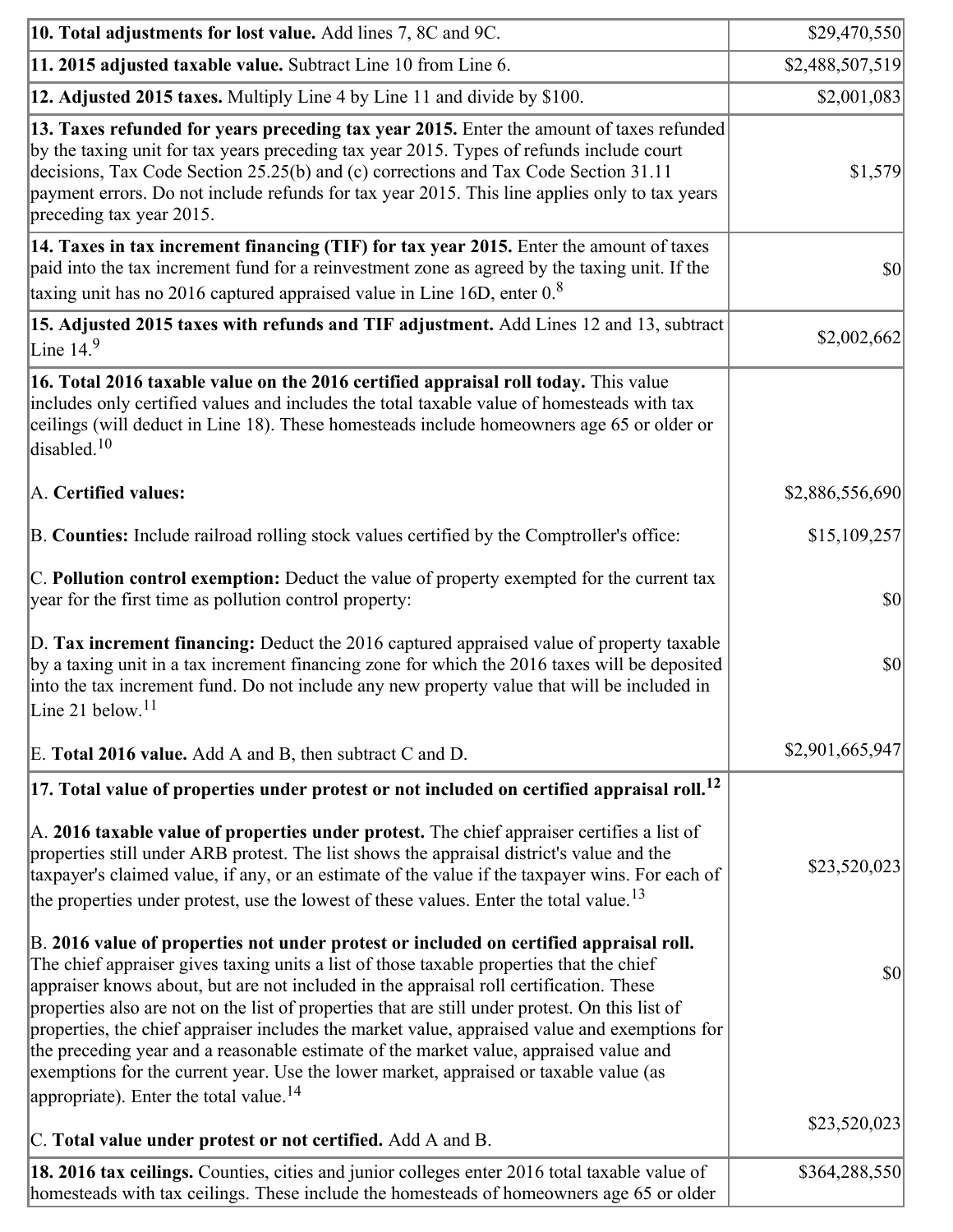| | |
|---|---|
| **10. Total adjustments for lost value.** Add lines 7, 8C and 9C. | $29,470,550 |
| **11. 2015 adjusted taxable value.** Subtract Line 10 from Line 6. | $2,488,507,519 |
| **12. Adjusted 2015 taxes.** Multiply Line 4 by Line 11 and divide by $100. | $2,001,083 |
| **13. Taxes refunded for years preceding tax year 2015.** Enter the amount of taxes refunded by the taxing unit for tax years preceding tax year 2015. Types of refunds include court decisions, Tax Code Section 25.25(b) and (c) corrections and Tax Code Section 31.11 payment errors. Do not include refunds for tax year 2015. This line applies only to tax years preceding tax year 2015. | $1,579 |
| **14. Taxes in tax increment financing (TIF) for tax year 2015.** Enter the amount of taxes paid into the tax increment fund for a reinvestment zone as agreed by the taxing unit. If the taxing unit has no 2016 captured appraised value in Line 16D, enter 0.[8] | $0 |
| **15. Adjusted 2015 taxes with refunds and TIF adjustment.** Add Lines 12 and 13, subtract Line 14.[9] | $2,002,662 |
| **16. Total 2016 taxable value on the 2016 certified appraisal roll today.** This value includes only certified values and includes the total taxable value of homesteads with tax ceilings (will deduct in Line 18). These homesteads include homeowners age 65 or older or disabled.[10] | |
| A. **Certified values:** | $2,886,556,690 |
| B. **Counties:** Include railroad rolling stock values certified by the Comptroller's office: | $15,109,257 |
| C. **Pollution control exemption:** Deduct the value of property exempted for the current tax year for the first time as pollution control property: | $0 |
| D. **Tax increment financing:** Deduct the 2016 captured appraised value of property taxable by a taxing unit in a tax increment financing zone for which the 2016 taxes will be deposited into the tax increment fund. Do not include any new property value that will be included in Line 21 below.[11] | $0 |
| E. **Total 2016 value.** Add A and B, then subtract C and D. | $2,901,665,947 |
| **17. Total value of properties under protest or not included on certified appraisal roll.**[12] | |
| A. **2016 taxable value of properties under protest.** The chief appraiser certifies a list of properties still under ARB protest. The list shows the appraisal district's value and the taxpayer's claimed value, if any, or an estimate of the value if the taxpayer wins. For each of the properties under protest, use the lowest of these values. Enter the total value.[13] | $23,520,023 |
| B. **2016 value of properties not under protest or included on certified appraisal roll.** The chief appraiser gives taxing units a list of those taxable properties that the chief appraiser knows about, but are not included in the appraisal roll certification. These properties also are not on the list of properties that are still under protest. On this list of properties, the chief appraiser includes the market value, appraised value and exemptions for the preceding year and a reasonable estimate of the market value, appraised value and exemptions for the current year. Use the lower market, appraised or taxable value (as appropriate). Enter the total value.[14] | $0 |
| C. **Total value under protest or not certified.** Add A and B. | $23,520,023 |
| **18. 2016 tax ceilings.** Counties, cities and junior colleges enter 2016 total taxable value of homesteads with tax ceilings. These include the homesteads of homeowners age 65 or older | $364,288,550 |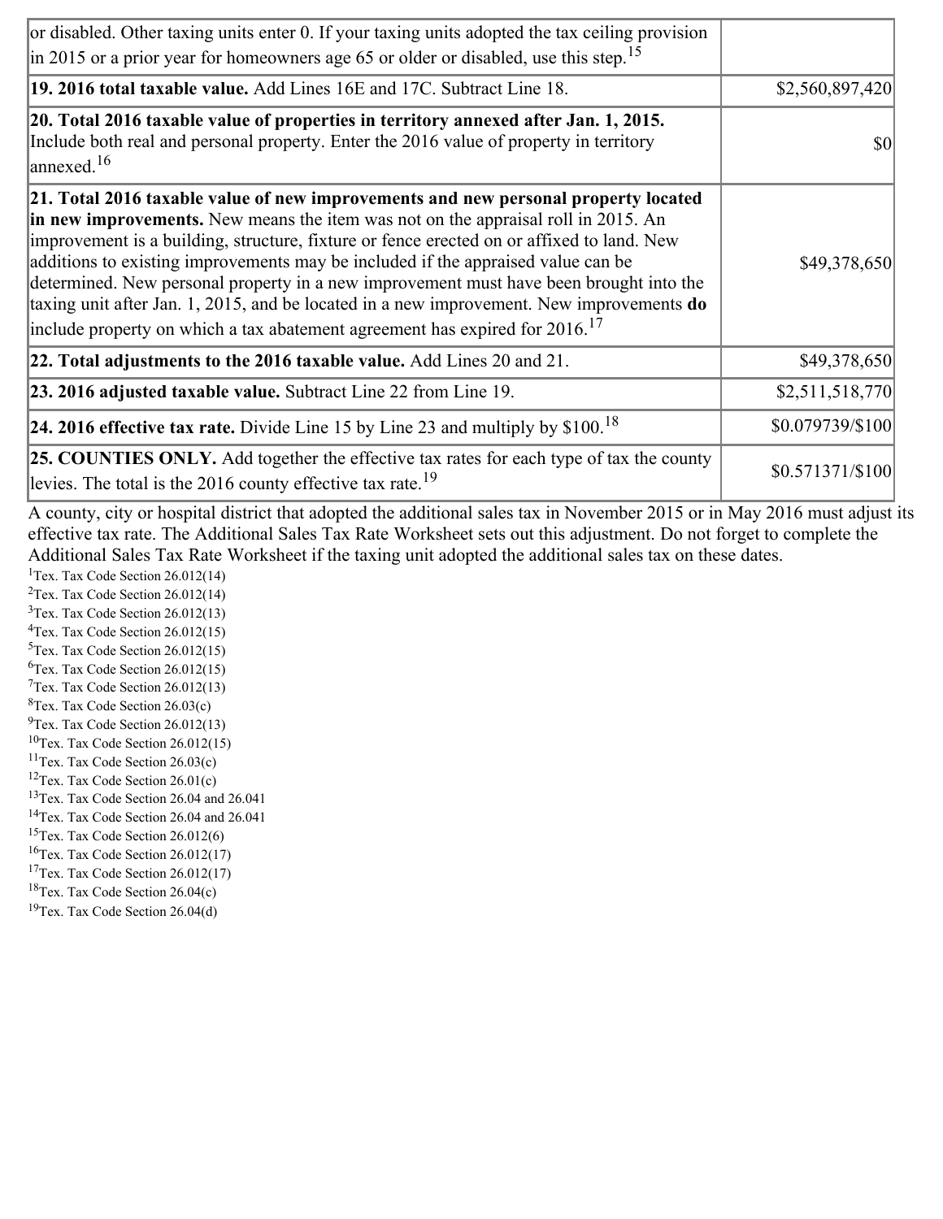| | |
|---|---|
| or disabled. Other taxing units enter 0. If your taxing units adopted the tax ceiling provision in 2015 or a prior year for homeowners age 65 or older or disabled, use this step.[15] | |
| **19. 2016 total taxable value.** Add Lines 16E and 17C. Subtract Line 18. | $2,560,897,420 |
| **20. Total 2016 taxable value of properties in territory annexed after Jan. 1, 2015.** Include both real and personal property. Enter the 2016 value of property in territory annexed.[16] | $0 |
| **21. Total 2016 taxable value of new improvements and new personal property located in new improvements.** New means the item was not on the appraisal roll in 2015. An improvement is a building, structure, fixture or fence erected on or affixed to land. New additions to existing improvements may be included if the appraised value can be determined. New personal property in a new improvement must have been brought into the taxing unit after Jan. 1, 2015, and be located in a new improvement. New improvements **do** include property on which a tax abatement agreement has expired for 2016.[17] | $49,378,650 |
| **22. Total adjustments to the 2016 taxable value.** Add Lines 20 and 21. | $49,378,650 |
| **23. 2016 adjusted taxable value.** Subtract Line 22 from Line 19. | $2,511,518,770 |
| **24. 2016 effective tax rate.** Divide Line 15 by Line 23 and multiply by $100.[18] | $0.079739/$100 |
| **25. COUNTIES ONLY.** Add together the effective tax rates for each type of tax the county levies. The total is the 2016 county effective tax rate.[19] | $0.571371/$100 |

A county, city or hospital district that adopted the additional sales tax in November 2015 or in May 2016 must adjust its effective tax rate. The Additional Sales Tax Rate Worksheet sets out this adjustment. Do not forget to complete the Additional Sales Tax Rate Worksheet if the taxing unit adopted the additional sales tax on these dates.

[1]Tex. Tax Code Section 26.012(14)
[2]Tex. Tax Code Section 26.012(14)
[3]Tex. Tax Code Section 26.012(13)
[4]Tex. Tax Code Section 26.012(15)
[5]Tex. Tax Code Section 26.012(15)
[6]Tex. Tax Code Section 26.012(15)
[7]Tex. Tax Code Section 26.012(13)
[8]Tex. Tax Code Section 26.03(c)
[9]Tex. Tax Code Section 26.012(13)
[10]Tex. Tax Code Section 26.012(15)
[11]Tex. Tax Code Section 26.03(c)
[12]Tex. Tax Code Section 26.01(c)
[13]Tex. Tax Code Section 26.04 and 26.041
[14]Tex. Tax Code Section 26.04 and 26.041
[15]Tex. Tax Code Section 26.012(6)
[16]Tex. Tax Code Section 26.012(17)
[17]Tex. Tax Code Section 26.012(17)
[18]Tex. Tax Code Section 26.04(c)
[19]Tex. Tax Code Section 26.04(d)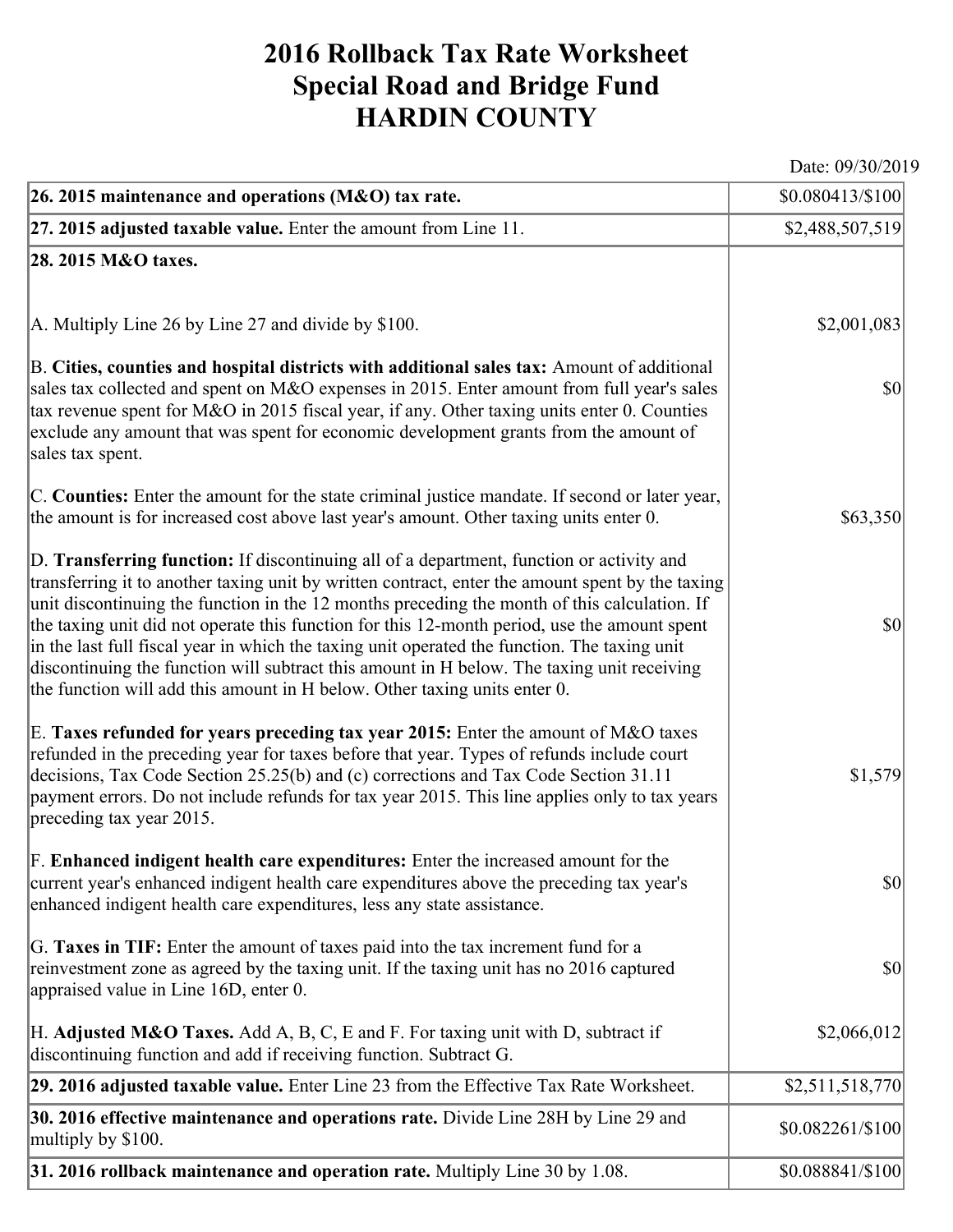# 2016 Rollback Tax Rate Worksheet
## Special Road and Bridge Fund
## HARDIN COUNTY

Date: 09/30/2019

| | |
|---|---|
| **26. 2015 maintenance and operations (M&O) tax rate.** | $0.080413/$100 |
| **27. 2015 adjusted taxable value.** Enter the amount from Line 11. | $2,488,507,519 |
| **28. 2015 M&O taxes.** | |
| A. Multiply Line 26 by Line 27 and divide by $100. | $2,001,083 |
| B. **Cities, counties and hospital districts with additional sales tax:** Amount of additional sales tax collected and spent on M&O expenses in 2015. Enter amount from full year's sales tax revenue spent for M&O in 2015 fiscal year, if any. Other taxing units enter 0. Counties exclude any amount that was spent for economic development grants from the amount of sales tax spent. | $0 |
| C. **Counties:** Enter the amount for the state criminal justice mandate. If second or later year, the amount is for increased cost above last year's amount. Other taxing units enter 0. | $63,350 |
| D. **Transferring function:** If discontinuing all of a department, function or activity and transferring it to another taxing unit by written contract, enter the amount spent by the taxing unit discontinuing the function in the 12 months preceding the month of this calculation. If the taxing unit did not operate this function for this 12-month period, use the amount spent in the last full fiscal year in which the taxing unit operated the function. The taxing unit discontinuing the function will subtract this amount in H below. The taxing unit receiving the function will add this amount in H below. Other taxing units enter 0. | $0 |
| E. **Taxes refunded for years preceding tax year 2015:** Enter the amount of M&O taxes refunded in the preceding year for taxes before that year. Types of refunds include court decisions, Tax Code Section 25.25(b) and (c) corrections and Tax Code Section 31.11 payment errors. Do not include refunds for tax year 2015. This line applies only to tax years preceding tax year 2015. | $1,579 |
| F. **Enhanced indigent health care expenditures:** Enter the increased amount for the current year's enhanced indigent health care expenditures above the preceding tax year's enhanced indigent health care expenditures, less any state assistance. | $0 |
| G. **Taxes in TIF:** Enter the amount of taxes paid into the tax increment fund for a reinvestment zone as agreed by the taxing unit. If the taxing unit has no 2016 captured appraised value in Line 16D, enter 0. | $0 |
| H. **Adjusted M&O Taxes.** Add A, B, C, E and F. For taxing unit with D, subtract if discontinuing function and add if receiving function. Subtract G. | $2,066,012 |
| **29. 2016 adjusted taxable value.** Enter Line 23 from the Effective Tax Rate Worksheet. | $2,511,518,770 |
| **30. 2016 effective maintenance and operations rate.** Divide Line 28H by Line 29 and multiply by $100. | $0.082261/$100 |
| **31. 2016 rollback maintenance and operation rate.** Multiply Line 30 by 1.08. | $0.088841/$100 |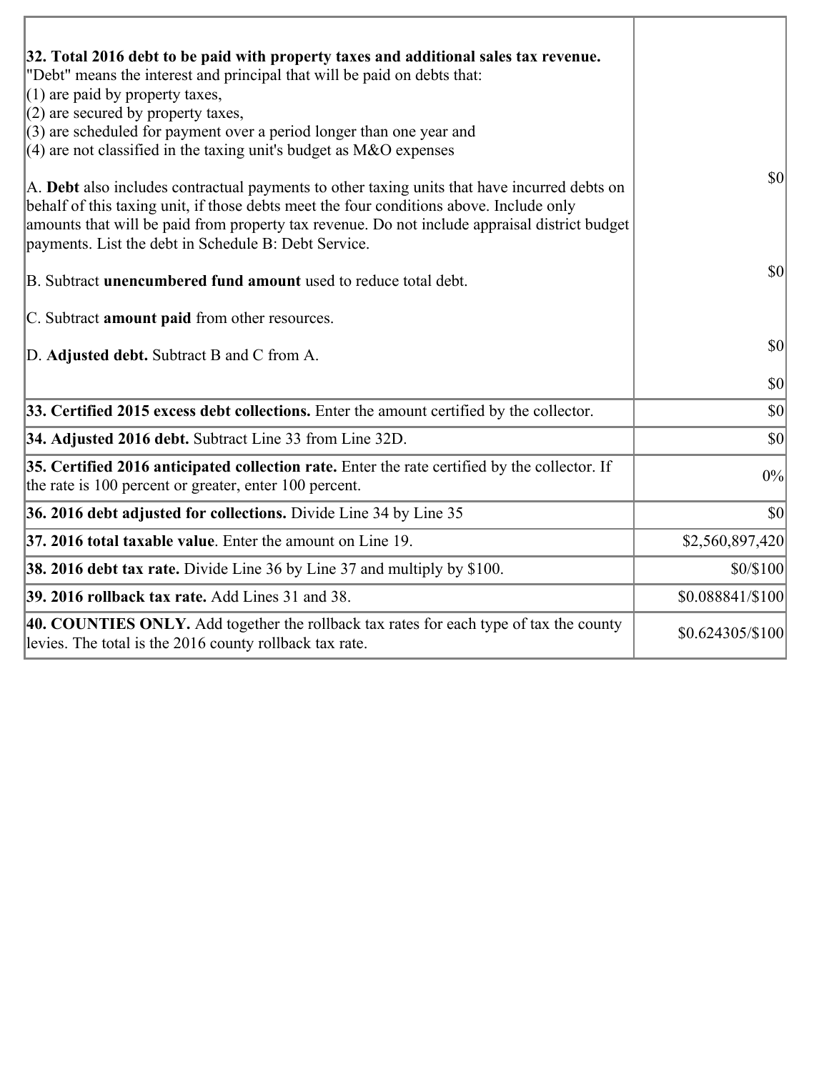| | |
|---|---|
| **32. Total 2016 debt to be paid with property taxes and additional sales tax revenue.**<br>"Debt" means the interest and principal that will be paid on debts that:<br>(1) are paid by property taxes,<br>(2) are secured by property taxes,<br>(3) are scheduled for payment over a period longer than one year and<br>(4) are not classified in the taxing unit's budget as M&O expenses<br><br>A. **Debt** also includes contractual payments to other taxing units that have incurred debts on behalf of this taxing unit, if those debts meet the four conditions above. Include only amounts that will be paid from property tax revenue. Do not include appraisal district budget payments. List the debt in Schedule B: Debt Service.<br><br>B. Subtract **unencumbered fund amount** used to reduce total debt.<br><br>C. Subtract **amount paid** from other resources.<br><br>D. **Adjusted debt.** Subtract B and C from A. | $0<br><br>$0<br><br>$0<br><br>$0 |
| **33. Certified 2015 excess debt collections.** Enter the amount certified by the collector. | $0 |
| **34. Adjusted 2016 debt.** Subtract Line 33 from Line 32D. | $0 |
| **35. Certified 2016 anticipated collection rate.** Enter the rate certified by the collector. If the rate is 100 percent or greater, enter 100 percent. | 0% |
| **36. 2016 debt adjusted for collections.** Divide Line 34 by Line 35 | $0 |
| **37. 2016 total taxable value**. Enter the amount on Line 19. | $2,560,897,420 |
| **38. 2016 debt tax rate.** Divide Line 36 by Line 37 and multiply by $100. | $0/$100 |
| **39. 2016 rollback tax rate.** Add Lines 31 and 38. | $0.088841/$100 |
| **40. COUNTIES ONLY.** Add together the rollback tax rates for each type of tax the county levies. The total is the 2016 county rollback tax rate. | $0.624305/$100 |